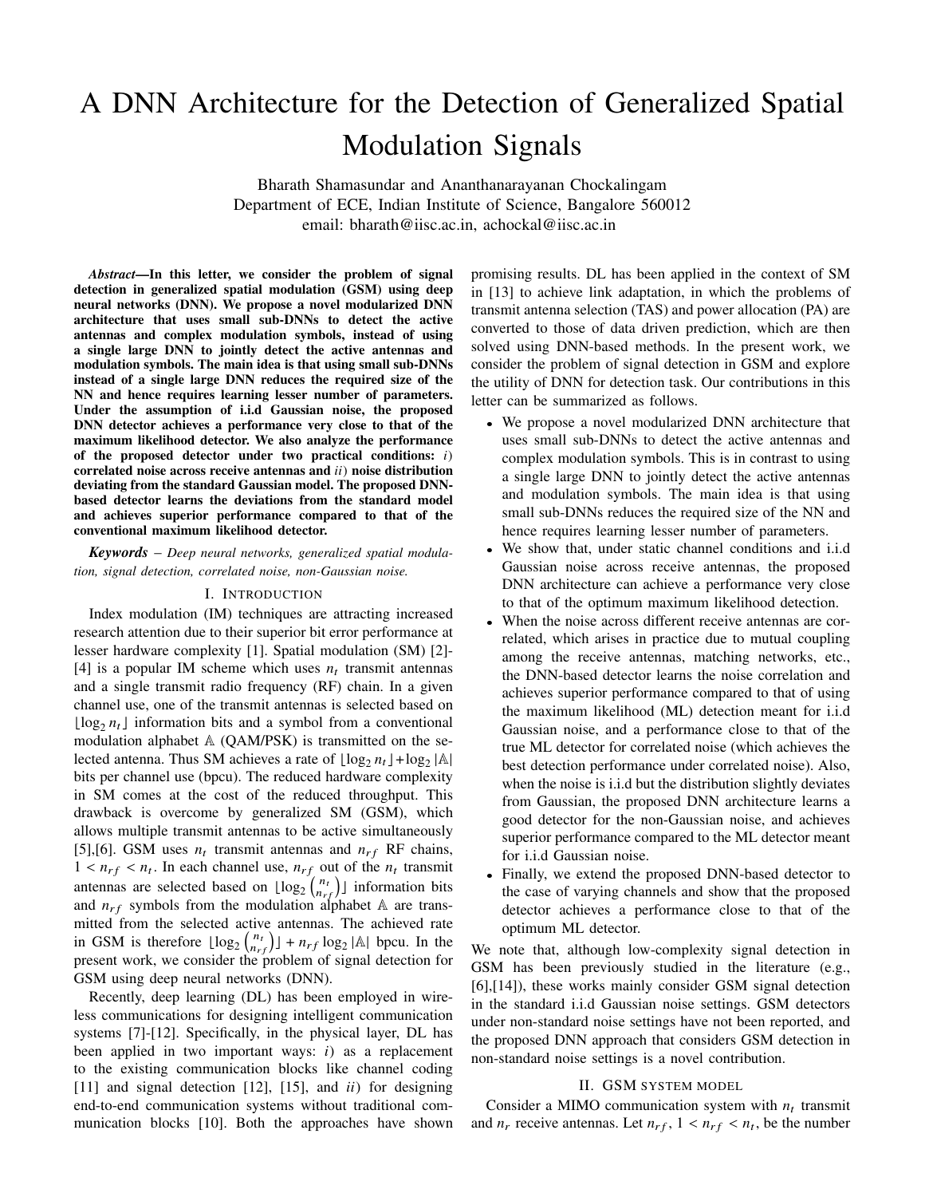# A DNN Architecture for the Detection of Generalized Spatial Modulation Signals

Bharath Shamasundar and Ananthanarayanan Chockalingam
Department of ECE, Indian Institute of Science, Bangalore 560012
email: bharath@iisc.ac.in, achockal@iisc.ac.in

***Abstract*—In this letter, we consider the problem of signal detection in generalized spatial modulation (GSM) using deep neural networks (DNN). We propose a novel modularized DNN architecture that uses small sub-DNNs to detect the active antennas and complex modulation symbols, instead of using a single large DNN to jointly detect the active antennas and modulation symbols. The main idea is that using small sub-DNNs instead of a single large DNN reduces the required size of the NN and hence requires learning lesser number of parameters. Under the assumption of i.i.d Gaussian noise, the proposed DNN detector achieves a performance very close to that of the maximum likelihood detector. We also analyze the performance of the proposed detector under two practical conditions: *i*) correlated noise across receive antennas and *ii*) noise distribution deviating from the standard Gaussian model. The proposed DNN-based detector learns the deviations from the standard model and achieves superior performance compared to that of the conventional maximum likelihood detector.**

***Keywords*** – *Deep neural networks, generalized spatial modulation, signal detection, correlated noise, non-Gaussian noise.*

## I. Introduction

Index modulation (IM) techniques are attracting increased research attention due to their superior bit error performance at lesser hardware complexity [1]. Spatial modulation (SM) [2]-[4] is a popular IM scheme which uses $n_t$ transmit antennas and a single transmit radio frequency (RF) chain. In a given channel use, one of the transmit antennas is selected based on $\lfloor \log_2 n_t \rfloor$ information bits and a symbol from a conventional modulation alphabet $\mathbb{A}$ (QAM/PSK) is transmitted on the selected antenna. Thus SM achieves a rate of $\lfloor \log_2 n_t \rfloor + \log_2 |\mathbb{A}|$ bits per channel use (bpcu). The reduced hardware complexity in SM comes at the cost of the reduced throughput. This drawback is overcome by generalized SM (GSM), which allows multiple transmit antennas to be active simultaneously [5],[6]. GSM uses $n_t$ transmit antennas and $n_{rf}$ RF chains, $1 < n_{rf} < n_t$. In each channel use, $n_{rf}$ out of the $n_t$ transmit antennas are selected based on $\lfloor \log_2 \binom{n_t}{n_{rf}} \rfloor$ information bits and $n_{rf}$ symbols from the modulation alphabet $\mathbb{A}$ are transmitted from the selected active antennas. The achieved rate in GSM is therefore $\lfloor \log_2 \binom{n_t}{n_{rf}} \rfloor + n_{rf} \log_2 |\mathbb{A}|$ bpcu. In the present work, we consider the problem of signal detection for GSM using deep neural networks (DNN).

Recently, deep learning (DL) has been employed in wireless communications for designing intelligent communication systems [7]-[12]. Specifically, in the physical layer, DL has been applied in two important ways: *i*) as a replacement to the existing communication blocks like channel coding [11] and signal detection [12], [15], and *ii*) for designing end-to-end communication systems without traditional communication blocks [10]. Both the approaches have shown promising results. DL has been applied in the context of SM in [13] to achieve link adaptation, in which the problems of transmit antenna selection (TAS) and power allocation (PA) are converted to those of data driven prediction, which are then solved using DNN-based methods. In the present work, we consider the problem of signal detection in GSM and explore the utility of DNN for detection task. Our contributions in this letter can be summarized as follows.

- We propose a novel modularized DNN architecture that uses small sub-DNNs to detect the active antennas and complex modulation symbols. This is in contrast to using a single large DNN to jointly detect the active antennas and modulation symbols. The main idea is that using small sub-DNNs reduces the required size of the NN and hence requires learning lesser number of parameters.
- We show that, under static channel conditions and i.i.d Gaussian noise across receive antennas, the proposed DNN architecture can achieve a performance very close to that of the optimum maximum likelihood detection.
- When the noise across different receive antennas are correlated, which arises in practice due to mutual coupling among the receive antennas, matching networks, etc., the DNN-based detector learns the noise correlation and achieves superior performance compared to that of using the maximum likelihood (ML) detection meant for i.i.d Gaussian noise, and a performance close to that of the true ML detector for correlated noise (which achieves the best detection performance under correlated noise). Also, when the noise is i.i.d but the distribution slightly deviates from Gaussian, the proposed DNN architecture learns a good detector for the non-Gaussian noise, and achieves superior performance compared to the ML detector meant for i.i.d Gaussian noise.
- Finally, we extend the proposed DNN-based detector to the case of varying channels and show that the proposed detector achieves a performance close to that of the optimum ML detector.

We note that, although low-complexity signal detection in GSM has been previously studied in the literature (e.g., [6],[14]), these works mainly consider GSM signal detection in the standard i.i.d Gaussian noise settings. GSM detectors under non-standard noise settings have not been reported, and the proposed DNN approach that considers GSM detection in non-standard noise settings is a novel contribution.

## II. GSM system model

Consider a MIMO communication system with $n_t$ transmit and $n_r$ receive antennas. Let $n_{rf}$, $1 < n_{rf} < n_t$, be the number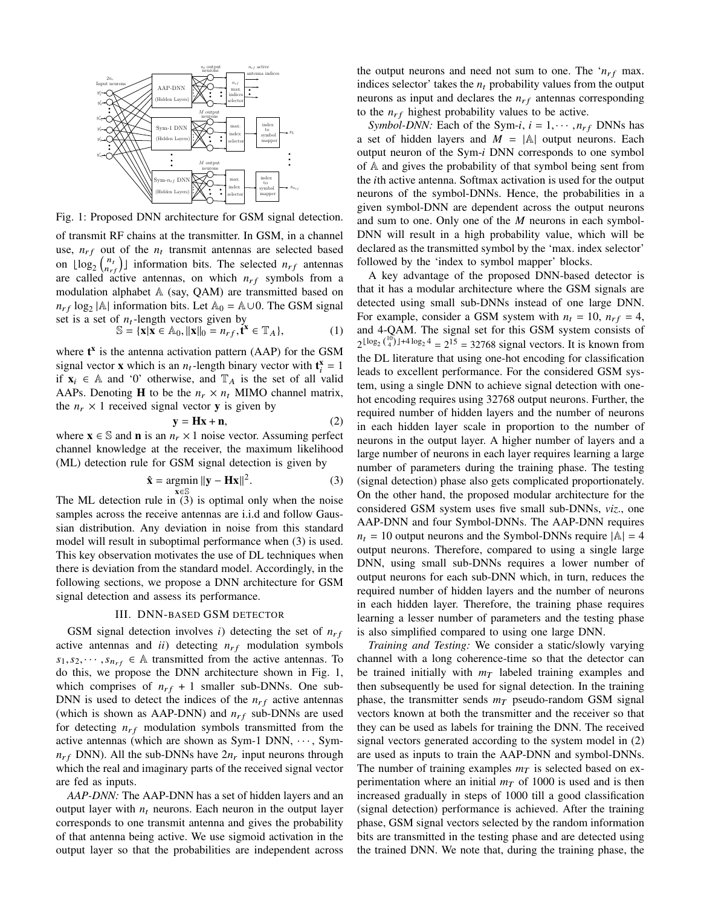Fig. 1: Proposed DNN architecture for GSM signal detection.

of transmit RF chains at the transmitter. In GSM, in a channel use, $n_{rf}$ out of the $n_t$ transmit antennas are selected based on $\lfloor \log_2 \binom{n_t}{n_{rf}} \rfloor$ information bits. The selected $n_{rf}$ antennas are called active antennas, on which $n_{rf}$ symbols from a modulation alphabet $\mathbb{A}$ (say, QAM) are transmitted based on $n_{rf} \log_2 |\mathbb{A}|$ information bits. Let $\mathbb{A}_0 = \mathbb{A} \cup 0$. The GSM signal set is a set of $n_t$-length vectors given by

$$\mathbb{S} = \{\mathbf{x} | \mathbf{x} \in \mathbb{A}_0, \|\mathbf{x}\|_0 = n_{rf}, \mathbf{t}^{\mathbf{x}} \in \mathbb{T}_A\}, \tag{1}$$

where $\mathbf{t}^{\mathbf{x}}$ is the antenna activation pattern (AAP) for the GSM signal vector $\mathbf{x}$ which is an $n_t$-length binary vector with $\mathbf{t}_i^{\mathbf{x}} = 1$ if $\mathbf{x}_i \in \mathbb{A}$ and '0' otherwise, and $\mathbb{T}_A$ is the set of all valid AAPs. Denoting $\mathbf{H}$ to be the $n_r \times n_t$ MIMO channel matrix, the $n_r \times 1$ received signal vector $\mathbf{y}$ is given by

$$\mathbf{y} = \mathbf{H}\mathbf{x} + \mathbf{n}, \tag{2}$$

where $\mathbf{x} \in \mathbb{S}$ and $\mathbf{n}$ is an $n_r \times 1$ noise vector. Assuming perfect channel knowledge at the receiver, the maximum likelihood (ML) detection rule for GSM signal detection is given by

$$\hat{\mathbf{x}} = \underset{\mathbf{x} \in \mathbb{S}}{\operatorname{argmin}} \|\mathbf{y} - \mathbf{H}\mathbf{x}\|^2. \tag{3}$$

The ML detection rule in (3) is optimal only when the noise samples across the receive antennas are i.i.d and follow Gaussian distribution. Any deviation in noise from this standard model will result in suboptimal performance when (3) is used. This key observation motivates the use of DL techniques when there is deviation from the standard model. Accordingly, in the following sections, we propose a DNN architecture for GSM signal detection and assess its performance.

## III. DNN-based GSM detector

GSM signal detection involves *i*) detecting the set of $n_{rf}$ active antennas and *ii*) detecting $n_{rf}$ modulation symbols $s_1, s_2, \cdots, s_{n_{rf}} \in \mathbb{A}$ transmitted from the active antennas. To do this, we propose the DNN architecture shown in Fig. 1, which comprises of $n_{rf} + 1$ smaller sub-DNNs. One sub-DNN is used to detect the indices of the $n_{rf}$ active antennas (which is shown as AAP-DNN) and $n_{rf}$ sub-DNNs are used for detecting $n_{rf}$ modulation symbols transmitted from the active antennas (which are shown as Sym-1 DNN, $\cdots$, Sym-$n_{rf}$ DNN). All the sub-DNNs have $2n_r$ input neurons through which the real and imaginary parts of the received signal vector are fed as inputs.

*AAP-DNN:* The AAP-DNN has a set of hidden layers and an output layer with $n_t$ neurons. Each neuron in the output layer corresponds to one transmit antenna and gives the probability of that antenna being active. We use sigmoid activation in the output layer so that the probabilities are independent across the output neurons and need not sum to one. The '$n_{rf}$ max. indices selector' takes the $n_t$ probability values from the output neurons as input and declares the $n_{rf}$ antennas corresponding to the $n_{rf}$ highest probability values to be active.

*Symbol-DNN:* Each of the Sym-$i$, $i = 1, \cdots, n_{rf}$ DNNs has a set of hidden layers and $M = |\mathbb{A}|$ output neurons. Each output neuron of the Sym-$i$ DNN corresponds to one symbol of $\mathbb{A}$ and gives the probability of that symbol being sent from the $i$th active antenna. Softmax activation is used for the output neurons of the symbol-DNNs. Hence, the probabilities in a given symbol-DNN are dependent across the output neurons and sum to one. Only one of the $M$ neurons in each symbol-DNN will result in a high probability value, which will be declared as the transmitted symbol by the 'max. index selector' followed by the 'index to symbol mapper' blocks.

A key advantage of the proposed DNN-based detector is that it has a modular architecture where the GSM signals are detected using small sub-DNNs instead of one large DNN. For example, consider a GSM system with $n_t = 10$, $n_{rf} = 4$, and 4-QAM. The signal set for this GSM system consists of $2^{\lfloor \log_2 \binom{10}{4} \rfloor + 4 \log_2 4} = 2^{15} = 32768$ signal vectors. It is known from the DL literature that using one-hot encoding for classification leads to excellent performance. For the considered GSM system, using a single DNN to achieve signal detection with one-hot encoding requires 32768 output neurons. Further, the required number of hidden layers and the number of neurons in each hidden layer scale in proportion to the number of neurons in the output layer. A higher number of layers and a large number of neurons in each layer requires learning a large number of parameters during the training phase. The testing (signal detection) phase also gets complicated proportionately. On the other hand, the proposed modular architecture for the considered GSM system uses five small sub-DNNs, *viz.*, one AAP-DNN and four Symbol-DNNs. The AAP-DNN requires $n_t = 10$ output neurons and the Symbol-DNNs require $|\mathbb{A}| = 4$ output neurons. Therefore, compared to using a single large DNN, using small sub-DNNs requires a lower number of output neurons for each sub-DNN which, in turn, reduces the required number of hidden layers and the number of neurons in each hidden layer. Therefore, the training phase requires learning a lesser number of parameters and the testing phase is also simplified compared to using one large DNN.

*Training and Testing:* We consider a static/slowly varying channel with a long coherence-time so that the detector can be trained initially with $m_T$ labeled training examples and then subsequently be used for signal detection. In the training phase, the transmitter sends $m_T$ pseudo-random GSM signal vectors known at both the transmitter and the receiver so that they can be used as labels for training the DNN. The received signal vectors generated according to the system model in (2) are used as inputs to train the AAP-DNN and symbol-DNNs. The number of training examples $m_T$ is selected based on experimentation where an initial $m_T$ of 1000 is used and is then increased gradually in steps of 1000 till a good classification (signal detection) performance is achieved. After the training phase, GSM signal vectors selected by the random information bits are transmitted in the testing phase and are detected using the trained DNN. We note that, during the training phase, the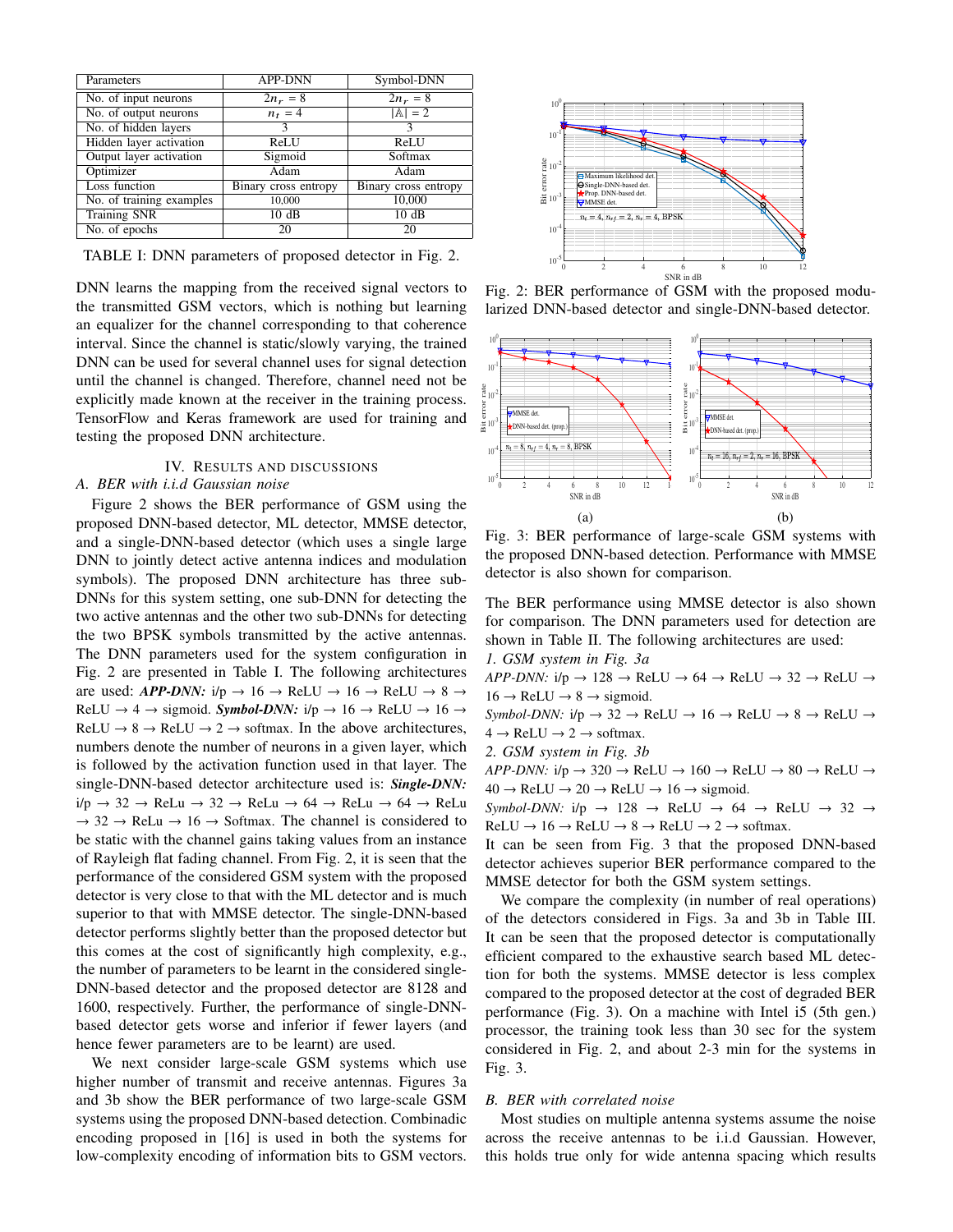| Parameters | APP-DNN | Symbol-DNN |
|---|---|---|
| No. of input neurons | $2n_r = 8$ | $2n_r = 8$ |
| No. of output neurons | $n_t = 4$ | $\lvert\mathbb{A}\rvert = 2$ |
| No. of hidden layers | 3 | 3 |
| Hidden layer activation | ReLU | ReLU |
| Output layer activation | Sigmoid | Softmax |
| Optimizer | Adam | Adam |
| Loss function | Binary cross entropy | Binary cross entropy |
| No. of training examples | 10,000 | 10,000 |
| Training SNR | 10 dB | 10 dB |
| No. of epochs | 20 | 20 |

TABLE I: DNN parameters of proposed detector in Fig. 2.

DNN learns the mapping from the received signal vectors to the transmitted GSM vectors, which is nothing but learning an equalizer for the channel corresponding to that coherence interval. Since the channel is static/slowly varying, the trained DNN can be used for several channel uses for signal detection until the channel is changed. Therefore, channel need not be explicitly made known at the receiver in the training process. TensorFlow and Keras framework are used for training and testing the proposed DNN architecture.

## IV. Results and discussions

### A. BER with i.i.d Gaussian noise

Figure 2 shows the BER performance of GSM using the proposed DNN-based detector, ML detector, MMSE detector, and a single-DNN-based detector (which uses a single large DNN to jointly detect active antenna indices and modulation symbols). The proposed DNN architecture has three sub-DNNs for this system setting, one sub-DNN for detecting the two active antennas and the other two sub-DNNs for detecting the two BPSK symbols transmitted by the active antennas. The DNN parameters used for the system configuration in Fig. 2 are presented in Table I. The following architectures are used: ***APP-DNN:*** i/p → 16 → ReLU → 16 → ReLU → 8 → ReLU → 4 → sigmoid. ***Symbol-DNN:*** i/p → 16 → ReLU → 16 → ReLU → 8 → ReLU → 2 → softmax. In the above architectures, numbers denote the number of neurons in a given layer, which is followed by the activation function used in that layer. The single-DNN-based detector architecture used is: ***Single-DNN:*** i/p → 32 → ReLu → 32 → ReLu → 64 → ReLu → 64 → ReLu → 32 → ReLu → 16 → Softmax. The channel is considered to be static with the channel gains taking values from an instance of Rayleigh flat fading channel. From Fig. 2, it is seen that the performance of the considered GSM system with the proposed detector is very close to that with the ML detector and is much superior to that with MMSE detector. The single-DNN-based detector performs slightly better than the proposed detector but this comes at the cost of significantly high complexity, e.g., the number of parameters to be learnt in the considered single-DNN-based detector and the proposed detector are 8128 and 1600, respectively. Further, the performance of single-DNN-based detector gets worse and inferior if fewer layers (and hence fewer parameters are to be learnt) are used.

We next consider large-scale GSM systems which use higher number of transmit and receive antennas. Figures 3a and 3b show the BER performance of two large-scale GSM systems using the proposed DNN-based detection. Combinadic encoding proposed in [16] is used in both the systems for low-complexity encoding of information bits to GSM vectors.

Fig. 2: BER performance of GSM with the proposed modularized DNN-based detector and single-DNN-based detector.

Fig. 3: BER performance of large-scale GSM systems with the proposed DNN-based detection. Performance with MMSE detector is also shown for comparison.

The BER performance using MMSE detector is also shown for comparison. The DNN parameters used for detection are shown in Table II. The following architectures are used:

*1. GSM system in Fig. 3a*

*APP-DNN:* i/p → 128 → ReLU → 64 → ReLU → 32 → ReLU → 16 → ReLU → 8 → sigmoid.

*Symbol-DNN:* i/p → 32 → ReLU → 16 → ReLU → 8 → ReLU → 4 → ReLU → 2 → softmax.

*2. GSM system in Fig. 3b*

*APP-DNN:* i/p → 320 → ReLU → 160 → ReLU → 80 → ReLU → 40 → ReLU → 20 → ReLU → 16 → sigmoid.

*Symbol-DNN:* i/p → 128 → ReLU → 64 → ReLU → 32 → ReLU → 16 → ReLU → 8 → ReLU → 2 → softmax.

It can be seen from Fig. 3 that the proposed DNN-based detector achieves superior BER performance compared to the MMSE detector for both the GSM system settings.

We compare the complexity (in number of real operations) of the detectors considered in Figs. 3a and 3b in Table III. It can be seen that the proposed detector is computationally efficient compared to the exhaustive search based ML detection for both the systems. MMSE detector is less complex compared to the proposed detector at the cost of degraded BER performance (Fig. 3). On a machine with Intel i5 (5th gen.) processor, the training took less than 30 sec for the system considered in Fig. 2, and about 2-3 min for the systems in Fig. 3.

### B. BER with correlated noise

Most studies on multiple antenna systems assume the noise across the receive antennas to be i.i.d Gaussian. However, this holds true only for wide antenna spacing which results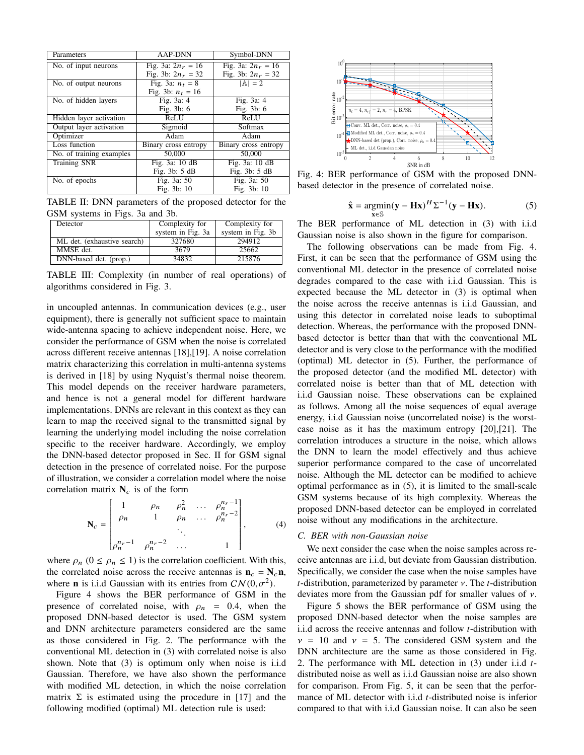| Parameters | AAP-DNN | Symbol-DNN |
|---|---|---|
| No. of input neurons | Fig. 3a: $2n_r = 16$<br>Fig. 3b: $2n_r = 32$ | Fig. 3a: $2n_r = 16$<br>Fig. 3b: $2n_r = 32$ |
| No. of output neurons | Fig. 3a: $n_t = 8$<br>Fig. 3b: $n_t = 16$ | $\|\mathbb{A}\| = 2$ |
| No. of hidden layers | Fig. 3a: 4<br>Fig. 3b: 6 | Fig. 3a: 4<br>Fig. 3b: 6 |
| Hidden layer activation | ReLU | ReLU |
| Output layer activation | Sigmoid | Softmax |
| Optimizer | Adam | Adam |
| Loss function | Binary cross entropy | Binary cross entropy |
| No. of training examples | 50,000 | 50,000 |
| Training SNR | Fig. 3a: 10 dB<br>Fig. 3b: 5 dB | Fig. 3a: 10 dB<br>Fig. 3b: 5 dB |
| No. of epochs | Fig. 3a: 50<br>Fig. 3b: 10 | Fig. 3a: 50<br>Fig. 3b: 10 |

TABLE II: DNN parameters of the proposed detector for the GSM systems in Figs. 3a and 3b.

| Detector | Complexity for system in Fig. 3a | Complexity for system in Fig. 3b |
|---|---|---|
| ML det. (exhaustive search) | 327680 | 294912 |
| MMSE det. | 3679 | 25662 |
| DNN-based det. (prop.) | 34832 | 215876 |

TABLE III: Complexity (in number of real operations) of algorithms considered in Fig. 3.

in uncoupled antennas. In communication devices (e.g., user equipment), there is generally not sufficient space to maintain wide-antenna spacing to achieve independent noise. Here, we consider the performance of GSM when the noise is correlated across different receive antennas [18],[19]. A noise correlation matrix characterizing this correlation in multi-antenna systems is derived in [18] by using Nyquist's thermal noise theorem. This model depends on the receiver hardware parameters, and hence is not a general model for different hardware implementations. DNNs are relevant in this context as they can learn to map the received signal to the transmitted signal by learning the underlying model including the noise correlation specific to the receiver hardware. Accordingly, we employ the DNN-based detector proposed in Sec. II for GSM signal detection in the presence of correlated noise. For the purpose of illustration, we consider a correlation model where the noise correlation matrix $\mathbf{N}_c$ is of the form

$$\mathbf{N}_c = \begin{bmatrix} 1 & \rho_n & \rho_n^2 & \dots & \rho_n^{n_r-1} \\ \rho_n & 1 & \rho_n & \dots & \rho_n^{n_r-2} \\ & & \ddots & & \\ \rho_n^{n_r-1} & \rho_n^{n_r-2} & \dots & & 1 \end{bmatrix}, \tag{4}$$

where $\rho_n$ $(0 \leq \rho_n \leq 1)$ is the correlation coefficient. With this, the correlated noise across the receive antennas is $\mathbf{n}_c = \mathbf{N}_c \mathbf{n}$, where $\mathbf{n}$ is i.i.d Gaussian with its entries from $\mathcal{CN}(0, \sigma^2)$.

Figure 4 shows the BER performance of GSM in the presence of correlated noise, with $\rho_n = 0.4$, when the proposed DNN-based detector is used. The GSM system and DNN architecture parameters considered are the same as those considered in Fig. 2. The performance with the conventional ML detection in (3) with correlated noise is also shown. Note that (3) is optimum only when noise is i.i.d Gaussian. Therefore, we have also shown the performance with modified ML detection, in which the noise correlation matrix $\Sigma$ is estimated using the procedure in [17] and the following modified (optimal) ML detection rule is used:

Fig. 4: BER performance of GSM with the proposed DNN-based detector in the presence of correlated noise.

$$\hat{\mathbf{x}} = \underset{\mathbf{x} \in \mathbb{S}}{\operatorname{argmin}} (\mathbf{y} - \mathbf{H}\mathbf{x})^H \Sigma^{-1} (\mathbf{y} - \mathbf{H}\mathbf{x}). \tag{5}$$

The BER performance of ML detection in (3) with i.i.d Gaussian noise is also shown in the figure for comparison.

The following observations can be made from Fig. 4. First, it can be seen that the performance of GSM using the conventional ML detector in the presence of correlated noise degrades compared to the case with i.i.d Gaussian. This is expected because the ML detector in (3) is optimal when the noise across the receive antennas is i.i.d Gaussian, and using this detector in correlated noise leads to suboptimal detection. Whereas, the performance with the proposed DNN-based detector is better than that with the conventional ML detector and is very close to the performance with the modified (optimal) ML detector in (5). Further, the performance of the proposed detector (and the modified ML detector) with correlated noise is better than that of ML detection with i.i.d Gaussian noise. These observations can be explained as follows. Among all the noise sequences of equal average energy, i.i.d Gaussian noise (uncorrelated noise) is the worst-case noise as it has the maximum entropy [20],[21]. The correlation introduces a structure in the noise, which allows the DNN to learn the model effectively and thus achieve superior performance compared to the case of uncorrelated noise. Although the ML detector can be modified to achieve optimal performance as in (5), it is limited to the small-scale GSM systems because of its high complexity. Whereas the proposed DNN-based detector can be employed in correlated noise without any modifications in the architecture.

### C. BER with non-Gaussian noise

We next consider the case when the noise samples across receive antennas are i.i.d, but deviate from Gaussian distribution. Specifically, we consider the case when the noise samples have $t$-distribution, parameterized by parameter $\nu$. The $t$-distribution deviates more from the Gaussian pdf for smaller values of $\nu$.

Figure 5 shows the BER performance of GSM using the proposed DNN-based detector when the noise samples are i.i.d across the receive antennas and follow $t$-distribution with $\nu = 10$ and $\nu = 5$. The considered GSM system and the DNN architecture are the same as those considered in Fig. 2. The performance with ML detection in (3) under i.i.d $t$-distributed noise as well as i.i.d Gaussian noise are also shown for comparison. From Fig. 5, it can be seen that the performance of ML detector with i.i.d $t$-distributed noise is inferior compared to that with i.i.d Gaussian noise. It can also be seen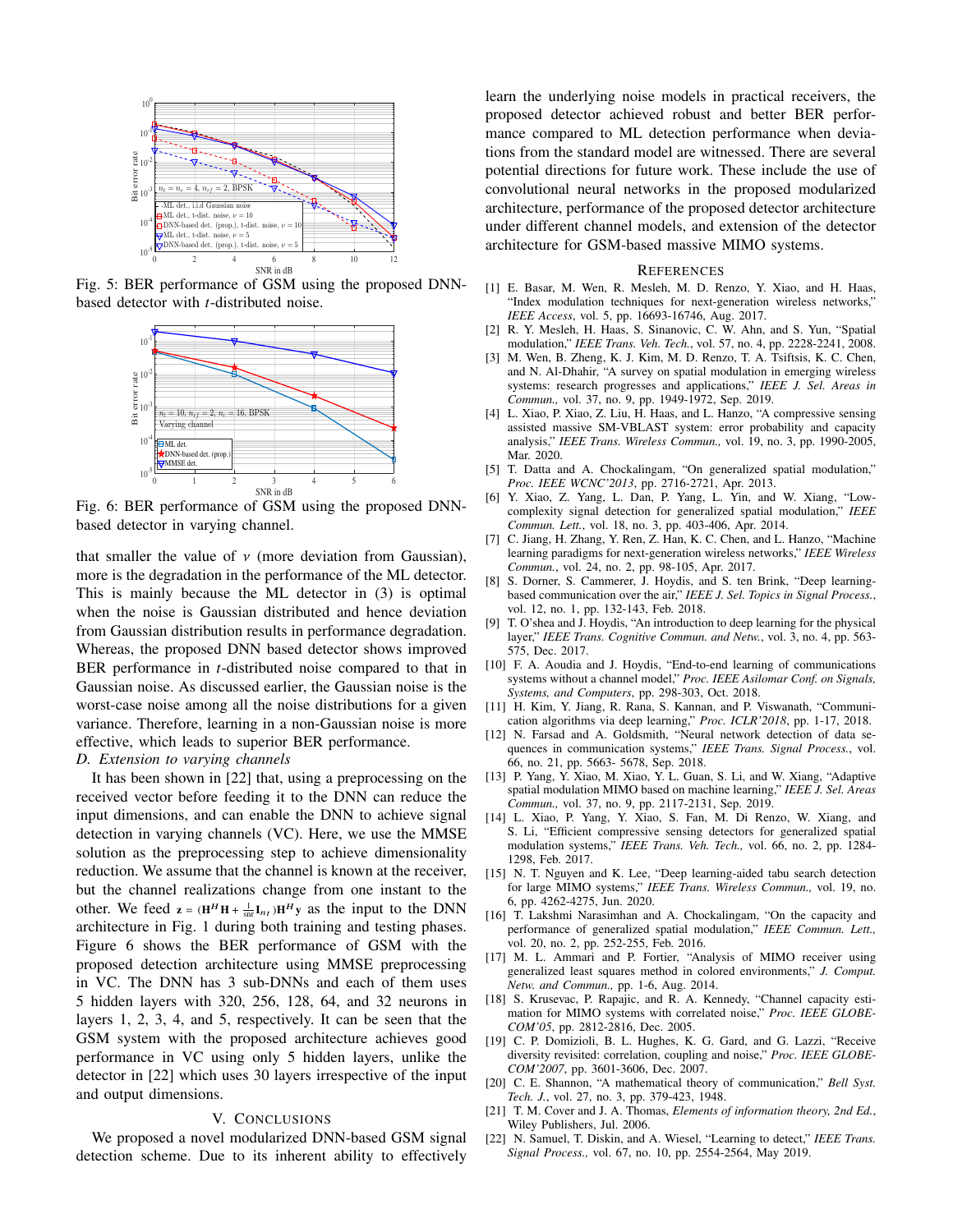10^0

10^-1

10^-2

10^-3

10^-4

10^-5

Bit error rate

0 2 4 6 8 10 12

SNR in dB

$n_t = n_r = 4$, $n_{rf} = 2$, BPSK

ML det., i.i.d Gaussian noise

ML det., t-dist. noise, $\nu = 10$

DNN-based det. (prop.), t-dist. noise, $\nu = 10$

ML det., t-dist. noise, $\nu = 5$

DNN-based det. (prop.), t-dist. noise, $\nu = 5$

Fig. 5: BER performance of GSM using the proposed DNN-based detector with $t$-distributed noise.

10^-1

10^-2

10^-3

10^-4

10^-5

Bit error rate

0 1 2 3 4 5 6

SNR in dB

$n_t = 10$, $n_{rf} = 2$, $n_r = 16$, BPSK

Varying channel

ML det.

DNN-based det. (prop.)

MMSE det.

Fig. 6: BER performance of GSM using the proposed DNN-based detector in varying channel.

that smaller the value of $\nu$ (more deviation from Gaussian), more is the degradation in the performance of the ML detector. This is mainly because the ML detector in (3) is optimal when the noise is Gaussian distributed and hence deviation from Gaussian distribution results in performance degradation. Whereas, the proposed DNN based detector shows improved BER performance in $t$-distributed noise compared to that in Gaussian noise. As discussed earlier, the Gaussian noise is the worst-case noise among all the noise distributions for a given variance. Therefore, learning in a non-Gaussian noise is more effective, which leads to superior BER performance.

### D. Extension to varying channels

It has been shown in [22] that, using a preprocessing on the received vector before feeding it to the DNN can reduce the input dimensions, and can enable the DNN to achieve signal detection in varying channels (VC). Here, we use the MMSE solution as the preprocessing step to achieve dimensionality reduction. We assume that the channel is known at the receiver, but the channel realizations change from one instant to the other. We feed $\mathbf{z} = (\mathbf{H}^H\mathbf{H} + \frac{1}{\text{snr}}\mathbf{I}_{nt})\mathbf{H}^H\mathbf{y}$ as the input to the DNN architecture in Fig. 1 during both training and testing phases. Figure 6 shows the BER performance of GSM with the proposed detection architecture using MMSE preprocessing in VC. The DNN has 3 sub-DNNs and each of them uses 5 hidden layers with 320, 256, 128, 64, and 32 neurons in layers 1, 2, 3, 4, and 5, respectively. It can be seen that the GSM system with the proposed architecture achieves good performance in VC using only 5 hidden layers, unlike the detector in [22] which uses 30 layers irrespective of the input and output dimensions.

## V. Conclusions

We proposed a novel modularized DNN-based GSM signal detection scheme. Due to its inherent ability to effectively learn the underlying noise models in practical receivers, the proposed detector achieved robust and better BER performance compared to ML detection performance when deviations from the standard model are witnessed. There are several potential directions for future work. These include the use of convolutional neural networks in the proposed modularized architecture, performance of the proposed detector architecture under different channel models, and extension of the detector architecture for GSM-based massive MIMO systems.

## References

[1] E. Basar, M. Wen, R. Mesleh, M. D. Renzo, Y. Xiao, and H. Haas, "Index modulation techniques for next-generation wireless networks," *IEEE Access*, vol. 5, pp. 16693-16746, Aug. 2017.

[2] R. Y. Mesleh, H. Haas, S. Sinanovic, C. W. Ahn, and S. Yun, "Spatial modulation," *IEEE Trans. Veh. Tech.*, vol. 57, no. 4, pp. 2228-2241, 2008.

[3] M. Wen, B. Zheng, K. J. Kim, M. D. Renzo, T. A. Tsiftsis, K. C. Chen, and N. Al-Dhahir, "A survey on spatial modulation in emerging wireless systems: research progresses and applications," *IEEE J. Sel. Areas in Commun.,* vol. 37, no. 9, pp. 1949-1972, Sep. 2019.

[4] L. Xiao, P. Xiao, Z. Liu, H. Haas, and L. Hanzo, "A compressive sensing assisted massive SM-VBLAST system: error probability and capacity analysis," *IEEE Trans. Wireless Commun.,* vol. 19, no. 3, pp. 1990-2005, Mar. 2020.

[5] T. Datta and A. Chockalingam, "On generalized spatial modulation," *Proc. IEEE WCNC'2013*, pp. 2716-2721, Apr. 2013.

[6] Y. Xiao, Z. Yang, L. Dan, P. Yang, L. Yin, and W. Xiang, "Low-complexity signal detection for generalized spatial modulation," *IEEE Commun. Lett.*, vol. 18, no. 3, pp. 403-406, Apr. 2014.

[7] C. Jiang, H. Zhang, Y. Ren, Z. Han, K. C. Chen, and L. Hanzo, "Machine learning paradigms for next-generation wireless networks," *IEEE Wireless Commun.*, vol. 24, no. 2, pp. 98-105, Apr. 2017.

[8] S. Dorner, S. Cammerer, J. Hoydis, and S. ten Brink, "Deep learning-based communication over the air," *IEEE J. Sel. Topics in Signal Process.*, vol. 12, no. 1, pp. 132-143, Feb. 2018.

[9] T. O'shea and J. Hoydis, "An introduction to deep learning for the physical layer," *IEEE Trans. Cognitive Commun. and Netw.*, vol. 3, no. 4, pp. 563-575, Dec. 2017.

[10] F. A. Aoudia and J. Hoydis, "End-to-end learning of communications systems without a channel model," *Proc. IEEE Asilomar Conf. on Signals, Systems, and Computers*, pp. 298-303, Oct. 2018.

[11] H. Kim, Y. Jiang, R. Rana, S. Kannan, and P. Viswanath, "Communication algorithms via deep learning," *Proc. ICLR'2018*, pp. 1-17, 2018.

[12] N. Farsad and A. Goldsmith, "Neural network detection of data sequences in communication systems," *IEEE Trans. Signal Process.*, vol. 66, no. 21, pp. 5663- 5678, Sep. 2018.

[13] P. Yang, Y. Xiao, M. Xiao, Y. L. Guan, S. Li, and W. Xiang, "Adaptive spatial modulation MIMO based on machine learning," *IEEE J. Sel. Areas Commun.,* vol. 37, no. 9, pp. 2117-2131, Sep. 2019.

[14] L. Xiao, P. Yang, Y. Xiao, S. Fan, M. Di Renzo, W. Xiang, and S. Li, "Efficient compressive sensing detectors for generalized spatial modulation systems," *IEEE Trans. Veh. Tech.,* vol. 66, no. 2, pp. 1284-1298, Feb. 2017.

[15] N. T. Nguyen and K. Lee, "Deep learning-aided tabu search detection for large MIMO systems," *IEEE Trans. Wireless Commun.,* vol. 19, no. 6, pp. 4262-4275, Jun. 2020.

[16] T. Lakshmi Narasimhan and A. Chockalingam, "On the capacity and performance of generalized spatial modulation," *IEEE Commun. Lett.,* vol. 20, no. 2, pp. 252-255, Feb. 2016.

[17] M. L. Ammari and P. Fortier, "Analysis of MIMO receiver using generalized least squares method in colored environments," *J. Comput. Netw. and Commun.,* pp. 1-6, Aug. 2014.

[18] S. Krusevac, P. Rapajic, and R. A. Kennedy, "Channel capacity estimation for MIMO systems with correlated noise," *Proc. IEEE GLOBECOM'05*, pp. 2812-2816, Dec. 2005.

[19] C. P. Domizioli, B. L. Hughes, K. G. Gard, and G. Lazzi, "Receive diversity revisited: correlation, coupling and noise," *Proc. IEEE GLOBECOM'2007*, pp. 3601-3606, Dec. 2007.

[20] C. E. Shannon, "A mathematical theory of communication," *Bell Syst. Tech. J.*, vol. 27, no. 3, pp. 379-423, 1948.

[21] T. M. Cover and J. A. Thomas, *Elements of information theory, 2nd Ed.*, Wiley Publishers, Jul. 2006.

[22] N. Samuel, T. Diskin, and A. Wiesel, "Learning to detect," *IEEE Trans. Signal Process.,* vol. 67, no. 10, pp. 2554-2564, May 2019.